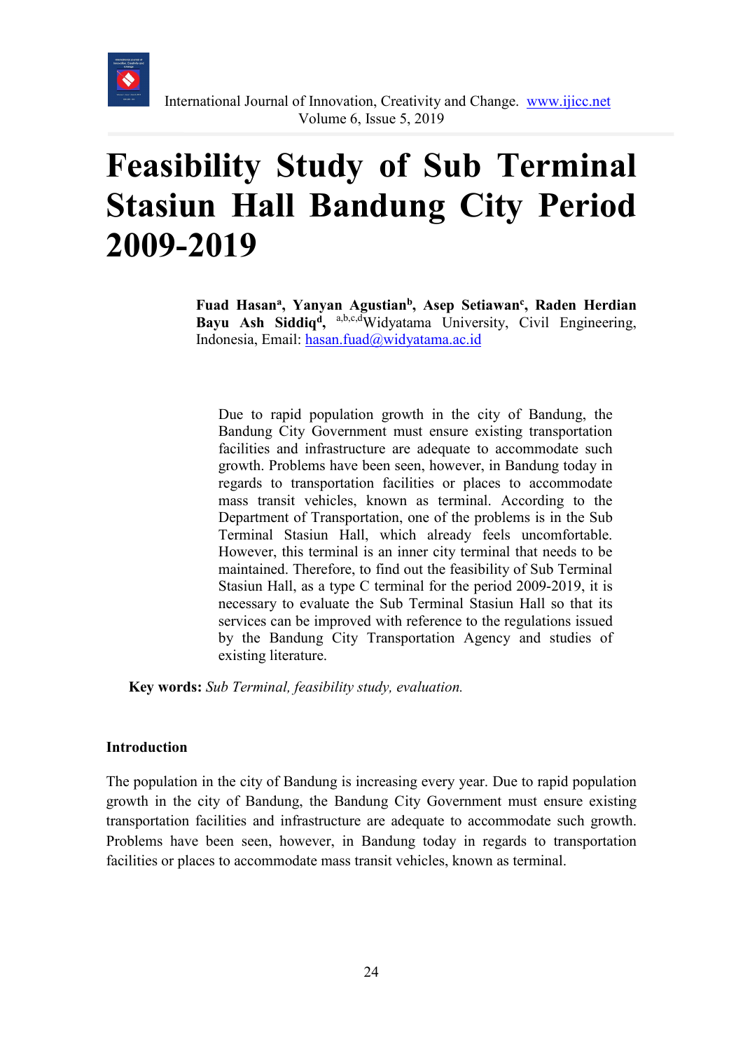# Feasibility Study of Sub Terminal Stasiun Hall Bandung City Period 2009-2019

**Fuad Hasan[a], Yanyan Agustian[b], Asep Setiawan[c], Raden Herdian Bayu Ash Siddiq[d],** [a,b,c,d]Widyatama University, Civil Engineering, Indonesia, Email: hasan.fuad@widyatama.ac.id

Due to rapid population growth in the city of Bandung, the Bandung City Government must ensure existing transportation facilities and infrastructure are adequate to accommodate such growth. Problems have been seen, however, in Bandung today in regards to transportation facilities or places to accommodate mass transit vehicles, known as terminal. According to the Department of Transportation, one of the problems is in the Sub Terminal Stasiun Hall, which already feels uncomfortable. However, this terminal is an inner city terminal that needs to be maintained. Therefore, to find out the feasibility of Sub Terminal Stasiun Hall, as a type C terminal for the period 2009-2019, it is necessary to evaluate the Sub Terminal Stasiun Hall so that its services can be improved with reference to the regulations issued by the Bandung City Transportation Agency and studies of existing literature.

**Key words:** *Sub Terminal, feasibility study, evaluation.*

## Introduction

The population in the city of Bandung is increasing every year. Due to rapid population growth in the city of Bandung, the Bandung City Government must ensure existing transportation facilities and infrastructure are adequate to accommodate such growth. Problems have been seen, however, in Bandung today in regards to transportation facilities or places to accommodate mass transit vehicles, known as terminal.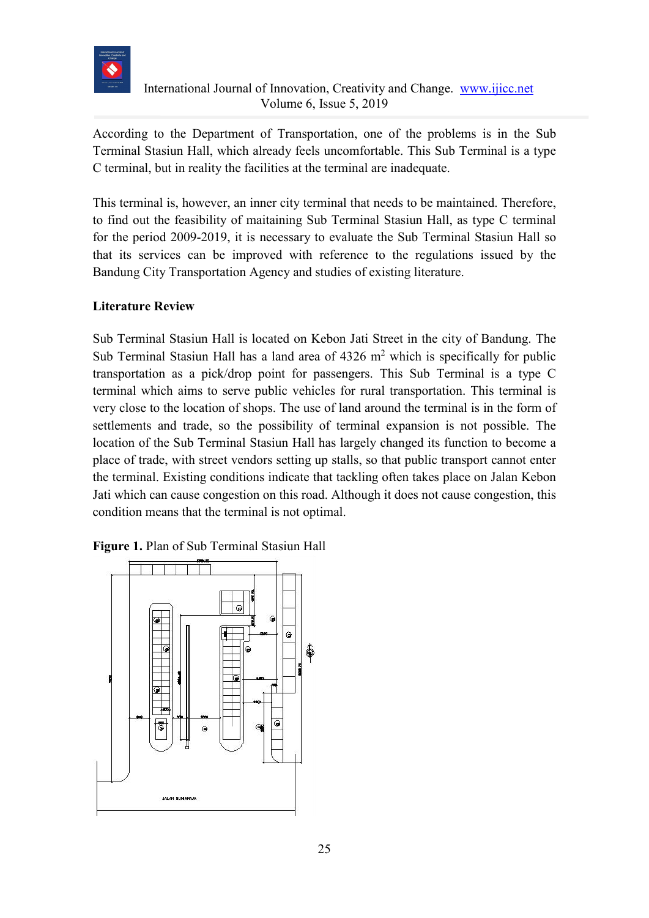According to the Department of Transportation, one of the problems is in the Sub Terminal Stasiun Hall, which already feels uncomfortable. This Sub Terminal is a type C terminal, but in reality the facilities at the terminal are inadequate.

This terminal is, however, an inner city terminal that needs to be maintained. Therefore, to find out the feasibility of maitaining Sub Terminal Stasiun Hall, as type C terminal for the period 2009-2019, it is necessary to evaluate the Sub Terminal Stasiun Hall so that its services can be improved with reference to the regulations issued by the Bandung City Transportation Agency and studies of existing literature.

## Literature Review

Sub Terminal Stasiun Hall is located on Kebon Jati Street in the city of Bandung. The Sub Terminal Stasiun Hall has a land area of 4326 m$^2$ which is specifically for public transportation as a pick/drop point for passengers. This Sub Terminal is a type C terminal which aims to serve public vehicles for rural transportation. This terminal is very close to the location of shops. The use of land around the terminal is in the form of settlements and trade, so the possibility of terminal expansion is not possible. The location of the Sub Terminal Stasiun Hall has largely changed its function to become a place of trade, with street vendors setting up stalls, so that public transport cannot enter the terminal. Existing conditions indicate that tackling often takes place on Jalan Kebon Jati which can cause congestion on this road. Although it does not cause congestion, this condition means that the terminal is not optimal.

**Figure 1.** Plan of Sub Terminal Stasiun Hall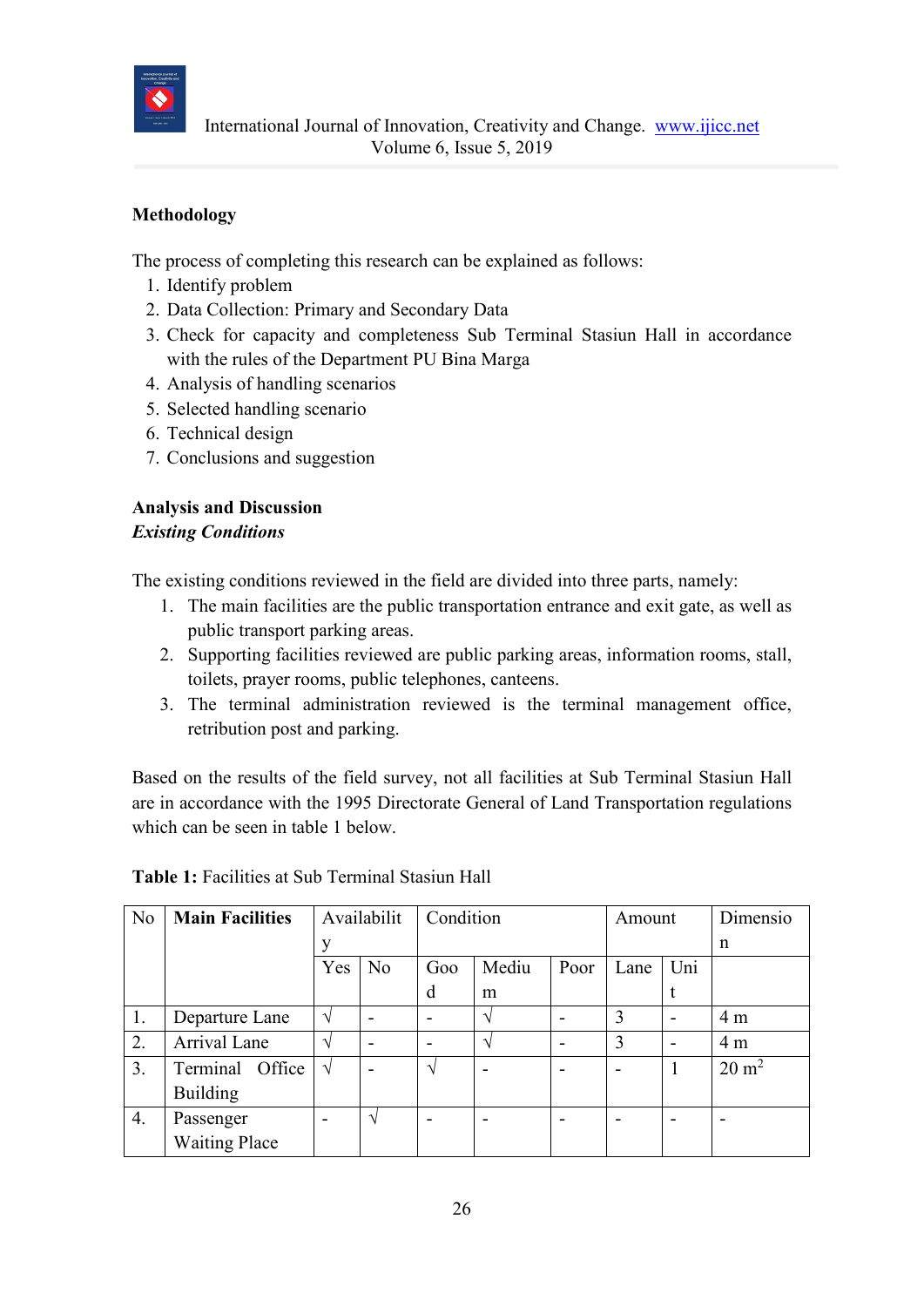## Methodology

The process of completing this research can be explained as follows:

1. Identify problem
2. Data Collection: Primary and Secondary Data
3. Check for capacity and completeness Sub Terminal Stasiun Hall in accordance with the rules of the Department PU Bina Marga
4. Analysis of handling scenarios
5. Selected handling scenario
6. Technical design
7. Conclusions and suggestion

## Analysis and Discussion

### *Existing Conditions*

The existing conditions reviewed in the field are divided into three parts, namely:

1. The main facilities are the public transportation entrance and exit gate, as well as public transport parking areas.
2. Supporting facilities reviewed are public parking areas, information rooms, stall, toilets, prayer rooms, public telephones, canteens.
3. The terminal administration reviewed is the terminal management office, retribution post and parking.

Based on the results of the field survey, not all facilities at Sub Terminal Stasiun Hall are in accordance with the 1995 Directorate General of Land Transportation regulations which can be seen in table 1 below.

**Table 1:** Facilities at Sub Terminal Stasiun Hall

| No | **Main Facilities** | Availability | | Condition | | | Amount | | Dimension |
|---|---|---|---|---|---|---|---|---|---|
| | | Yes | No | Good | Medium | Poor | Lane | Unit | |
| 1. | Departure Lane | √ | - | - | √ | - | 3 | - | 4 m |
| 2. | Arrival Lane | √ | - | - | √ | - | 3 | - | 4 m |
| 3. | Terminal Office Building | √ | - | √ | - | - | - | 1 | 20 $m^2$ |
| 4. | Passenger Waiting Place | - | √ | - | - | - | - | - | - |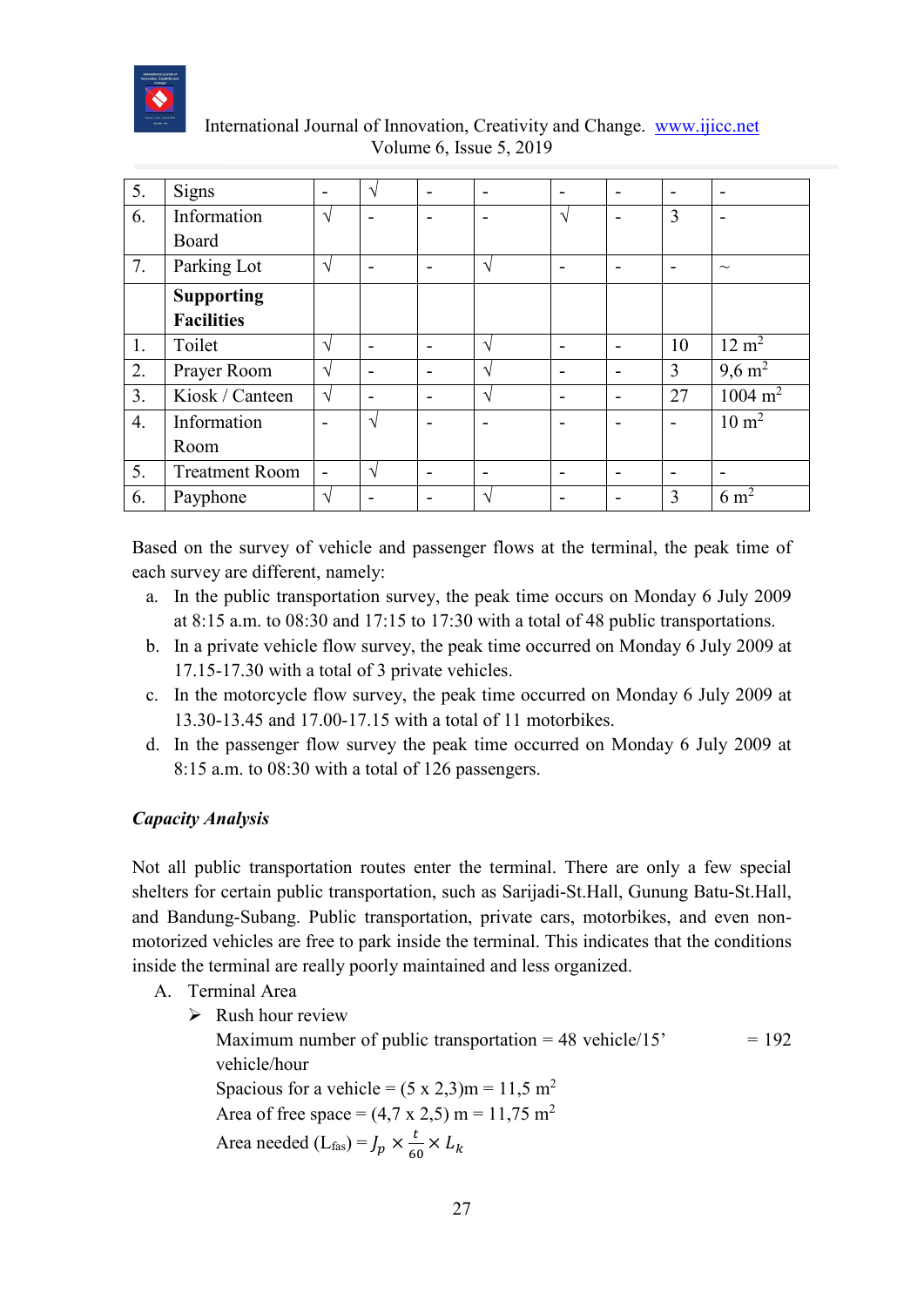| 5. | Signs | - | √ | - | - | - | - | - | - |
|---|---|---|---|---|---|---|---|---|---|
| 6. | Information Board | √ | - | - | - | √ | - | 3 | - |
| 7. | Parking Lot | √ | - | - | √ | - | - | - | ~ |
| | **Supporting Facilities** | | | | | | | | |
| 1. | Toilet | √ | - | - | √ | - | - | 10 | 12 m$^2$ |
| 2. | Prayer Room | √ | - | - | √ | - | - | 3 | 9,6 m$^2$ |
| 3. | Kiosk / Canteen | √ | - | - | √ | - | - | 27 | 1004 m$^2$ |
| 4. | Information Room | - | √ | - | - | - | - | - | 10 m$^2$ |
| 5. | Treatment Room | - | √ | - | - | - | - | - | - |
| 6. | Payphone | √ | - | - | √ | - | - | 3 | 6 m$^2$ |

Based on the survey of vehicle and passenger flows at the terminal, the peak time of each survey are different, namely:

a. In the public transportation survey, the peak time occurs on Monday 6 July 2009 at 8:15 a.m. to 08:30 and 17:15 to 17:30 with a total of 48 public transportations.
b. In a private vehicle flow survey, the peak time occurred on Monday 6 July 2009 at 17.15-17.30 with a total of 3 private vehicles.
c. In the motorcycle flow survey, the peak time occurred on Monday 6 July 2009 at 13.30-13.45 and 17.00-17.15 with a total of 11 motorbikes.
d. In the passenger flow survey the peak time occurred on Monday 6 July 2009 at 8:15 a.m. to 08:30 with a total of 126 passengers.

***Capacity Analysis***

Not all public transportation routes enter the terminal. There are only a few special shelters for certain public transportation, such as Sarijadi-St.Hall, Gunung Batu-St.Hall, and Bandung-Subang. Public transportation, private cars, motorbikes, and even non-motorized vehicles are free to park inside the terminal. This indicates that the conditions inside the terminal are really poorly maintained and less organized.

A. Terminal Area

- Rush hour review

  Maximum number of public transportation = 48 vehicle/15' = 192 vehicle/hour

  Spacious for a vehicle = (5 x 2,3)m = 11,5 m$^2$

  Area of free space = (4,7 x 2,5) m = 11,75 m$^2$

  Area needed ($L_{fas}$) = $J_p \times \frac{t}{60} \times L_k$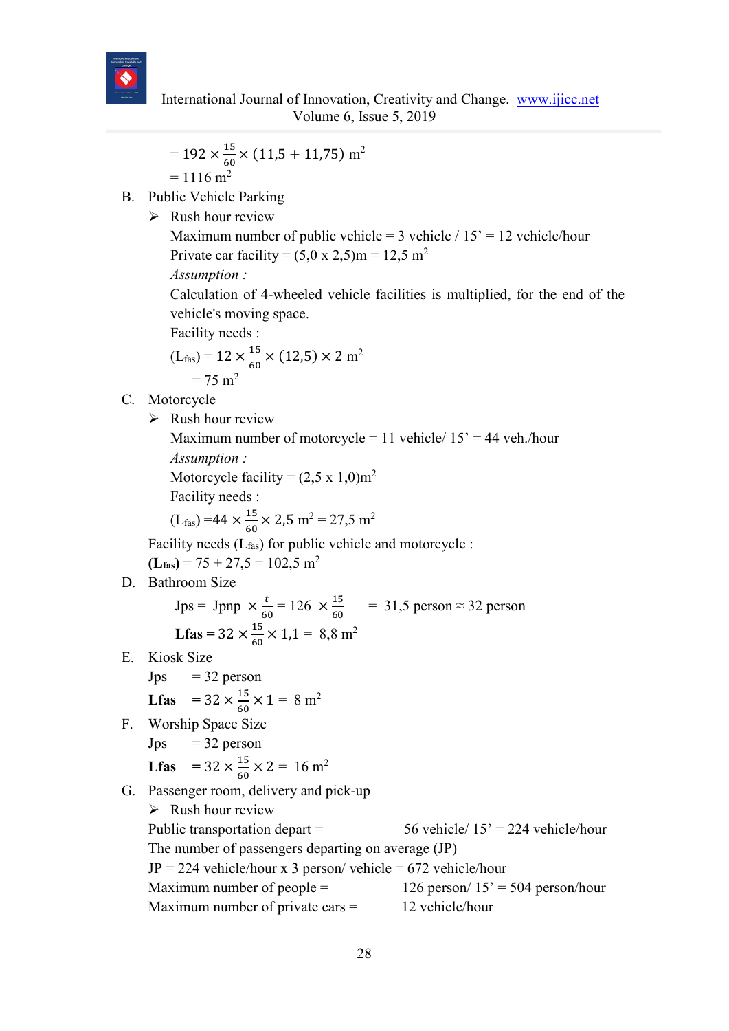$= 192 \times \frac{15}{60} \times (11{,}5 + 11{,}75)\ m^2$

$= 1116\ m^2$

B. Public Vehicle Parking

➢ Rush hour review

Maximum number of public vehicle = 3 vehicle / 15' = 12 vehicle/hour

Private car facility = (5,0 x 2,5)m = 12,5 $m^2$

*Assumption :*

Calculation of 4-wheeled vehicle facilities is multiplied, for the end of the vehicle's moving space.

Facility needs :

$(L_{fas}) = 12 \times \frac{15}{60} \times (12{,}5) \times 2\ m^2$

$= 75\ m^2$

C. Motorcycle

➢ Rush hour review

Maximum number of motorcycle = 11 vehicle/ 15' = 44 veh./hour

*Assumption :*

Motorcycle facility = (2,5 x 1,0)$m^2$

Facility needs :

$(L_{fas}) = 44 \times \frac{15}{60} \times 2{,}5\ m^2 = 27{,}5\ m^2$

Facility needs ($L_{fas}$) for public vehicle and motorcycle :

**($L_{fas}$)** = 75 + 27,5 = 102,5 $m^2$

D. Bathroom Size

$Jps = Jpnp \times \frac{t}{60} = 126 \times \frac{15}{60} = 31{,}5\ \text{person} \approx 32\ \text{person}$

$\mathbf{Lfas} = 32 \times \frac{15}{60} \times 1{,}1 = 8{,}8\ m^2$

E. Kiosk Size

Jps = 32 person

$\mathbf{Lfas} = 32 \times \frac{15}{60} \times 1 = 8\ m^2$

F. Worship Space Size

Jps = 32 person

$\mathbf{Lfas} = 32 \times \frac{15}{60} \times 2 = 16\ m^2$

G. Passenger room, delivery and pick-up

➢ Rush hour review

Public transportation depart = 56 vehicle/ 15' = 224 vehicle/hour

The number of passengers departing on average (JP)

JP = 224 vehicle/hour x 3 person/ vehicle = 672 vehicle/hour

Maximum number of people = 126 person/ 15' = 504 person/hour

Maximum number of private cars = 12 vehicle/hour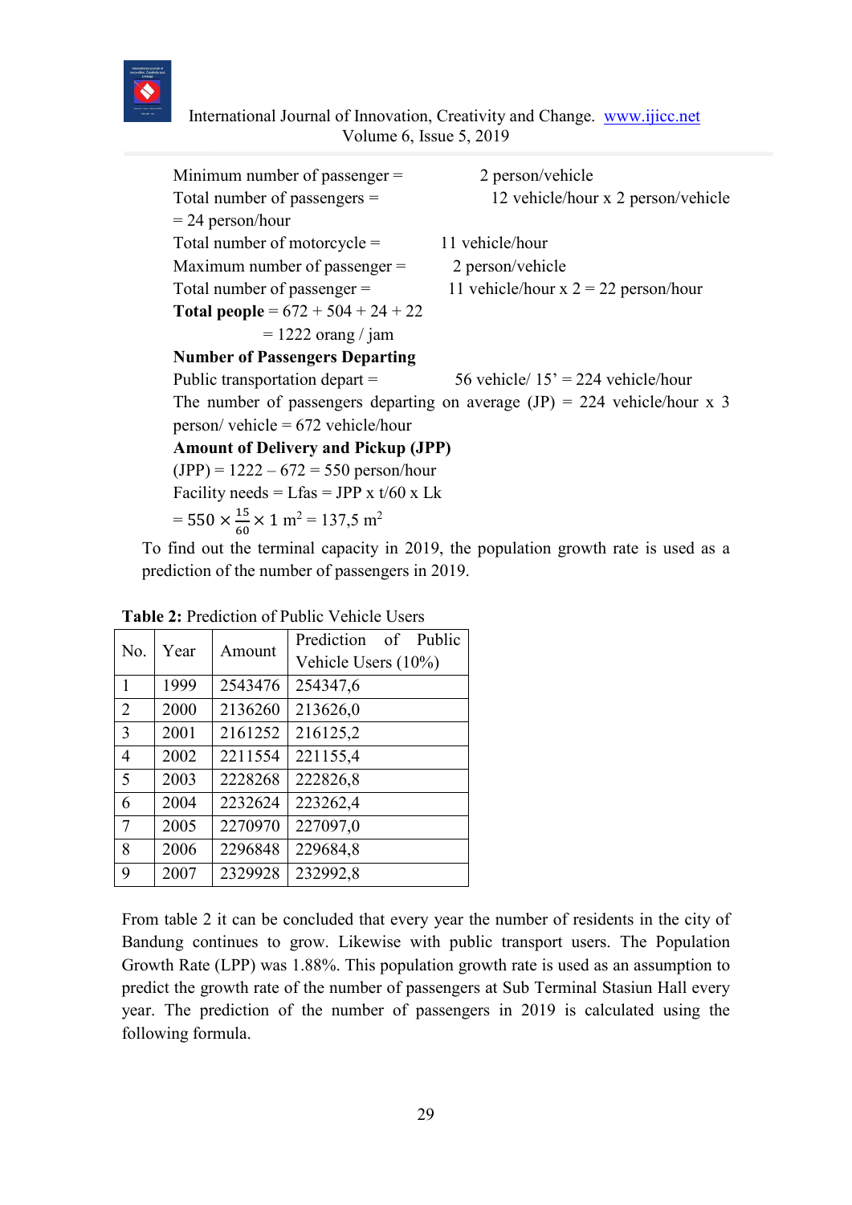Minimum number of passenger = 2 person/vehicle

Total number of passengers = 12 vehicle/hour x 2 person/vehicle

= 24 person/hour

Total number of motorcycle = 11 vehicle/hour

Maximum number of passenger = 2 person/vehicle

Total number of passenger = 11 vehicle/hour x 2 = 22 person/hour

**Total people** = 672 + 504 + 24 + 22

= 1222 orang / jam

**Number of Passengers Departing**

Public transportation depart = 56 vehicle/ 15' = 224 vehicle/hour

The number of passengers departing on average (JP) = 224 vehicle/hour x 3 person/ vehicle = 672 vehicle/hour

**Amount of Delivery and Pickup (JPP)**

(JPP) = 1222 – 672 = 550 person/hour

Facility needs = Lfas = JPP x t/60 x Lk

$= 550 \times \frac{15}{60} \times 1\ m^2 = 137{,}5\ m^2$

To find out the terminal capacity in 2019, the population growth rate is used as a prediction of the number of passengers in 2019.

**Table 2:** Prediction of Public Vehicle Users

| No. | Year | Amount | Prediction of Public Vehicle Users (10%) |
|---|---|---|---|
| 1 | 1999 | 2543476 | 254347,6 |
| 2 | 2000 | 2136260 | 213626,0 |
| 3 | 2001 | 2161252 | 216125,2 |
| 4 | 2002 | 2211554 | 221155,4 |
| 5 | 2003 | 2228268 | 222826,8 |
| 6 | 2004 | 2232624 | 223262,4 |
| 7 | 2005 | 2270970 | 227097,0 |
| 8 | 2006 | 2296848 | 229684,8 |
| 9 | 2007 | 2329928 | 232992,8 |

From table 2 it can be concluded that every year the number of residents in the city of Bandung continues to grow. Likewise with public transport users. The Population Growth Rate (LPP) was 1.88%. This population growth rate is used as an assumption to predict the growth rate of the number of passengers at Sub Terminal Stasiun Hall every year. The prediction of the number of passengers in 2019 is calculated using the following formula.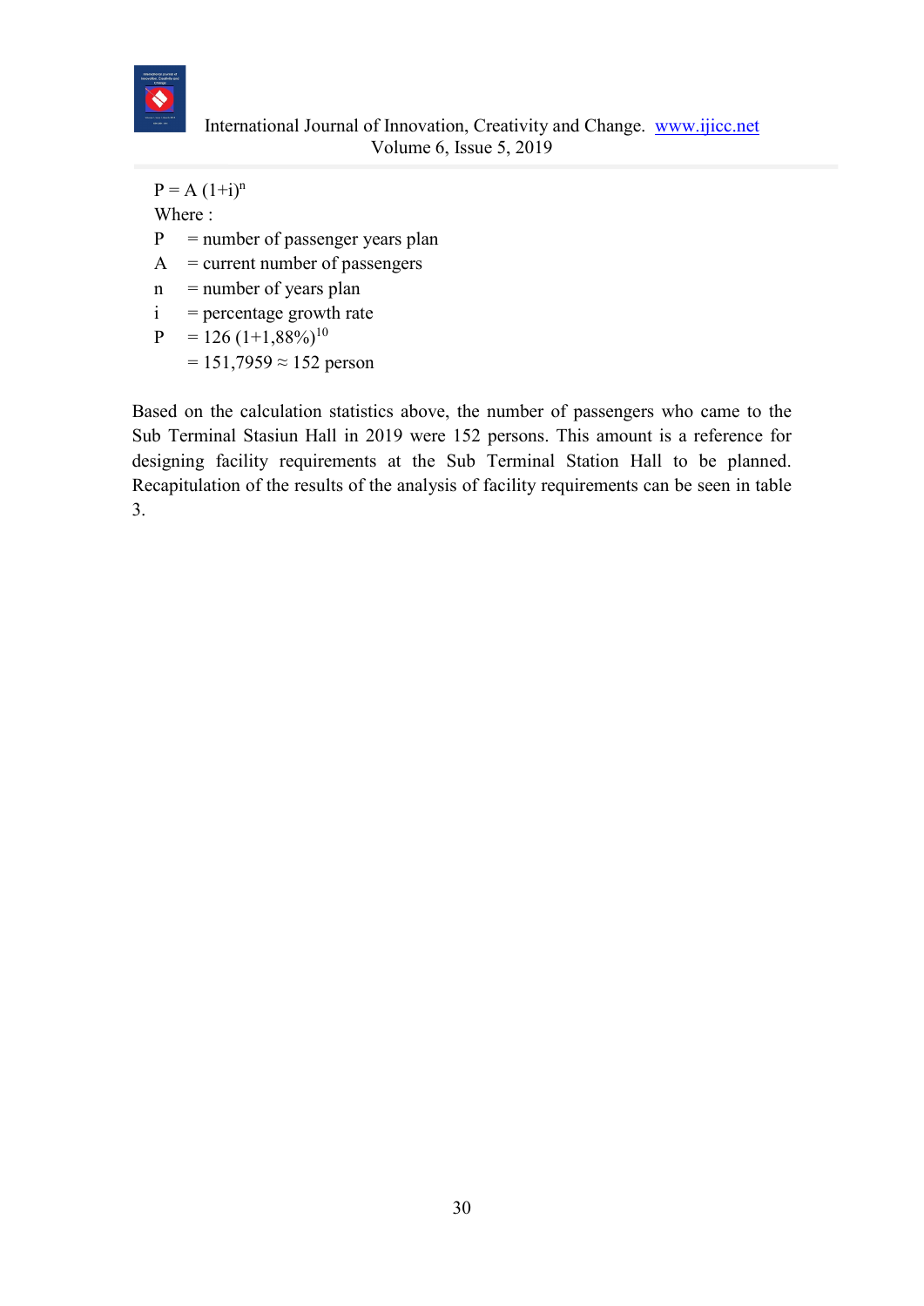$P = A\,(1+i)^n$

Where :

P = number of passenger years plan

A = current number of passengers

n = number of years plan

i = percentage growth rate

$P = 126\,(1+1{,}88\%)^{10}$

$= 151{,}7959 \approx 152$ person

Based on the calculation statistics above, the number of passengers who came to the Sub Terminal Stasiun Hall in 2019 were 152 persons. This amount is a reference for designing facility requirements at the Sub Terminal Station Hall to be planned. Recapitulation of the results of the analysis of facility requirements can be seen in table 3.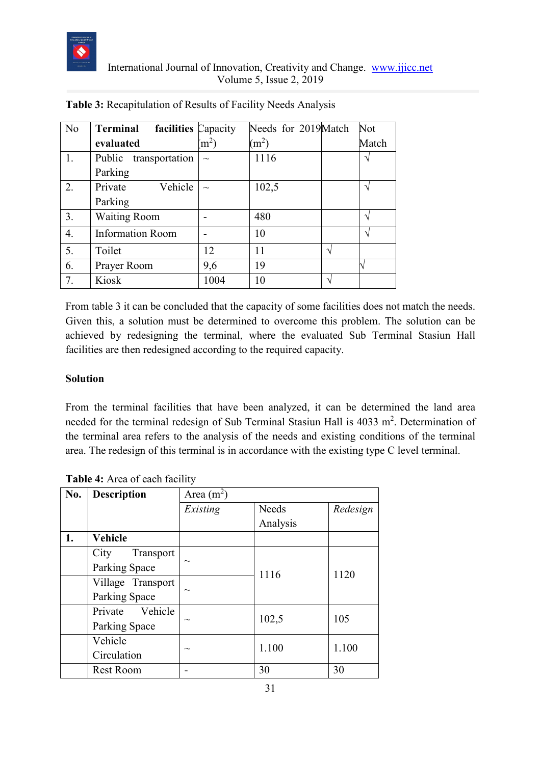**Table 3:** Recapitulation of Results of Facility Needs Analysis

| No | **Terminal facilities evaluated** | Capacity ($m^2$) | Needs for 2019 ($m^2$) | Match | Not Match |
|---|---|---|---|---|---|
| 1. | Public transportation Parking | ~ | 1116 | | √ |
| 2. | Private Vehicle Parking | ~ | 102,5 | | √ |
| 3. | Waiting Room | - | 480 | | √ |
| 4. | Information Room | - | 10 | | √ |
| 5. | Toilet | 12 | 11 | √ | |
| 6. | Prayer Room | 9,6 | 19 | | √ |
| 7. | Kiosk | 1004 | 10 | √ | |

From table 3 it can be concluded that the capacity of some facilities does not match the needs. Given this, a solution must be determined to overcome this problem. The solution can be achieved by redesigning the terminal, where the evaluated Sub Terminal Stasiun Hall facilities are then redesigned according to the required capacity.

**Solution**

From the terminal facilities that have been analyzed, it can be determined the land area needed for the terminal redesign of Sub Terminal Stasiun Hall is 4033 $m^2$. Determination of the terminal area refers to the analysis of the needs and existing conditions of the terminal area. The redesign of this terminal is in accordance with the existing type C level terminal.

**Table 4:** Area of each facility

| **No.** | **Description** | Area ($m^2$) | | |
|---|---|---|---|---|
| | | *Existing* | Needs Analysis | *Redesign* |
| **1.** | **Vehicle** | | | |
| | City Transport Parking Space | ~ | 1116 | 1120 |
| | Village Transport Parking Space | ~ | | |
| | Private Vehicle Parking Space | ~ | 102,5 | 105 |
| | Vehicle Circulation | ~ | 1.100 | 1.100 |
| | Rest Room | - | 30 | 30 |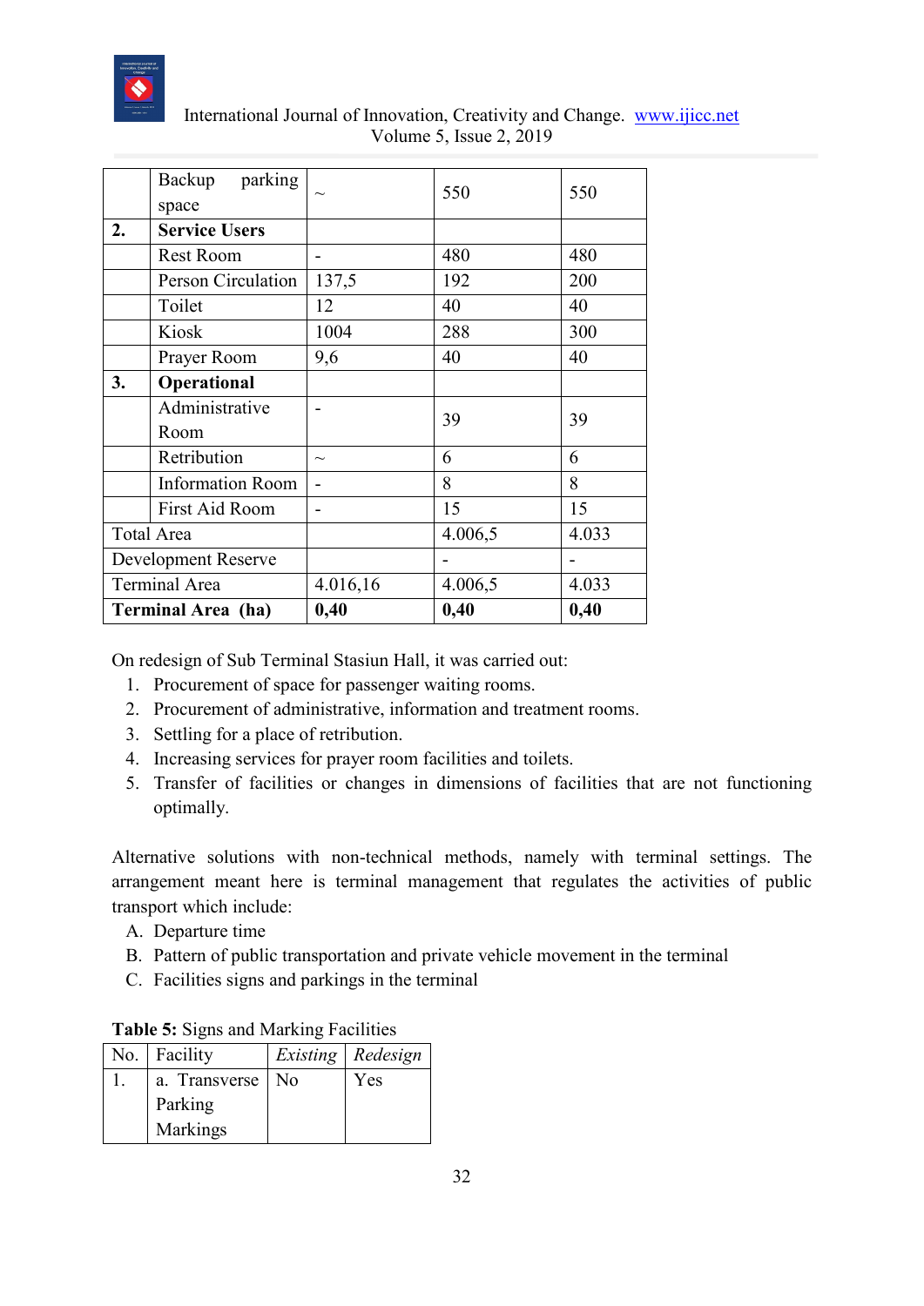| | Backup parking space | ~ | 550 | 550 |
|---|---|---|---|---|
| **2.** | **Service Users** | | | |
| | Rest Room | - | 480 | 480 |
| | Person Circulation | 137,5 | 192 | 200 |
| | Toilet | 12 | 40 | 40 |
| | Kiosk | 1004 | 288 | 300 |
| | Prayer Room | 9,6 | 40 | 40 |
| **3.** | **Operational** | | | |
| | Administrative Room | - | 39 | 39 |
| | Retribution | ~ | 6 | 6 |
| | Information Room | - | 8 | 8 |
| | First Aid Room | - | 15 | 15 |
| Total Area | | | 4.006,5 | 4.033 |
| Development Reserve | | | - | - |
| Terminal Area | | 4.016,16 | 4.006,5 | 4.033 |
| **Terminal Area (ha)** | | **0,40** | **0,40** | **0,40** |

On redesign of Sub Terminal Stasiun Hall, it was carried out:

1. Procurement of space for passenger waiting rooms.
2. Procurement of administrative, information and treatment rooms.
3. Settling for a place of retribution.
4. Increasing services for prayer room facilities and toilets.
5. Transfer of facilities or changes in dimensions of facilities that are not functioning optimally.

Alternative solutions with non-technical methods, namely with terminal settings. The arrangement meant here is terminal management that regulates the activities of public transport which include:

A. Departure time
B. Pattern of public transportation and private vehicle movement in the terminal
C. Facilities signs and parkings in the terminal

**Table 5:** Signs and Marking Facilities

| No. | Facility | *Existing* | *Redesign* |
|---|---|---|---|
| 1. | a. Transverse Parking Markings | No | Yes |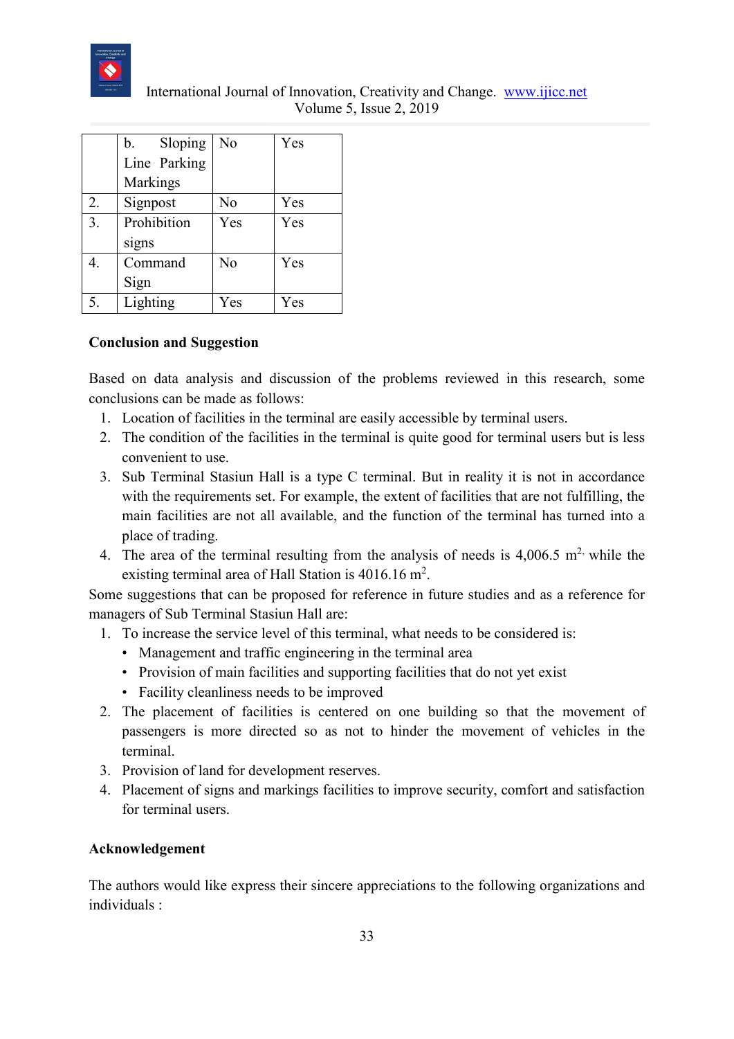| | b. Sloping Line Parking Markings | No | Yes |
|---|---|---|---|
| 2. | Signpost | No | Yes |
| 3. | Prohibition signs | Yes | Yes |
| 4. | Command Sign | No | Yes |
| 5. | Lighting | Yes | Yes |

**Conclusion and Suggestion**

Based on data analysis and discussion of the problems reviewed in this research, some conclusions can be made as follows:

1. Location of facilities in the terminal are easily accessible by terminal users.
2. The condition of the facilities in the terminal is quite good for terminal users but is less convenient to use.
3. Sub Terminal Stasiun Hall is a type C terminal. But in reality it is not in accordance with the requirements set. For example, the extent of facilities that are not fulfilling, the main facilities are not all available, and the function of the terminal has turned into a place of trading.
4. The area of the terminal resulting from the analysis of needs is 4,006.5 $m^{2,}$ while the existing terminal area of Hall Station is 4016.16 $m^2$.

Some suggestions that can be proposed for reference in future studies and as a reference for managers of Sub Terminal Stasiun Hall are:

1. To increase the service level of this terminal, what needs to be considered is:
   - Management and traffic engineering in the terminal area
   - Provision of main facilities and supporting facilities that do not yet exist
   - Facility cleanliness needs to be improved
2. The placement of facilities is centered on one building so that the movement of passengers is more directed so as not to hinder the movement of vehicles in the terminal.
3. Provision of land for development reserves.
4. Placement of signs and markings facilities to improve security, comfort and satisfaction for terminal users.

**Acknowledgement**

The authors would like express their sincere appreciations to the following organizations and individuals :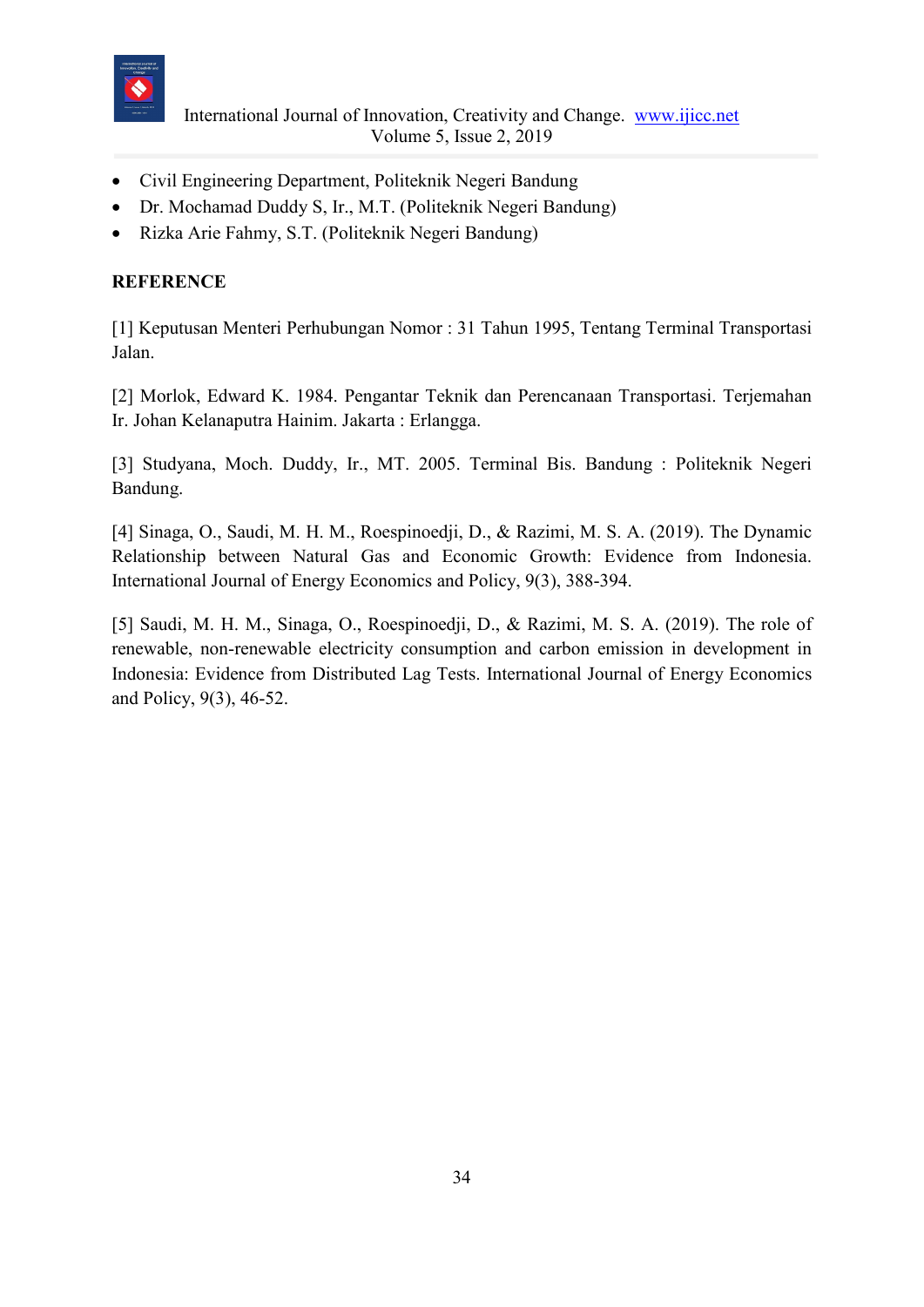- Civil Engineering Department, Politeknik Negeri Bandung
- Dr. Mochamad Duddy S, Ir., M.T. (Politeknik Negeri Bandung)
- Rizka Arie Fahmy, S.T. (Politeknik Negeri Bandung)

## REFERENCE

[1] Keputusan Menteri Perhubungan Nomor : 31 Tahun 1995, Tentang Terminal Transportasi Jalan.

[2] Morlok, Edward K. 1984. Pengantar Teknik dan Perencanaan Transportasi. Terjemahan Ir. Johan Kelanaputra Hainim. Jakarta : Erlangga.

[3] Studyana, Moch. Duddy, Ir., MT. 2005. Terminal Bis. Bandung : Politeknik Negeri Bandung.

[4] Sinaga, O., Saudi, M. H. M., Roespinoedji, D., & Razimi, M. S. A. (2019). The Dynamic Relationship between Natural Gas and Economic Growth: Evidence from Indonesia. International Journal of Energy Economics and Policy, 9(3), 388-394.

[5] Saudi, M. H. M., Sinaga, O., Roespinoedji, D., & Razimi, M. S. A. (2019). The role of renewable, non-renewable electricity consumption and carbon emission in development in Indonesia: Evidence from Distributed Lag Tests. International Journal of Energy Economics and Policy, 9(3), 46-52.